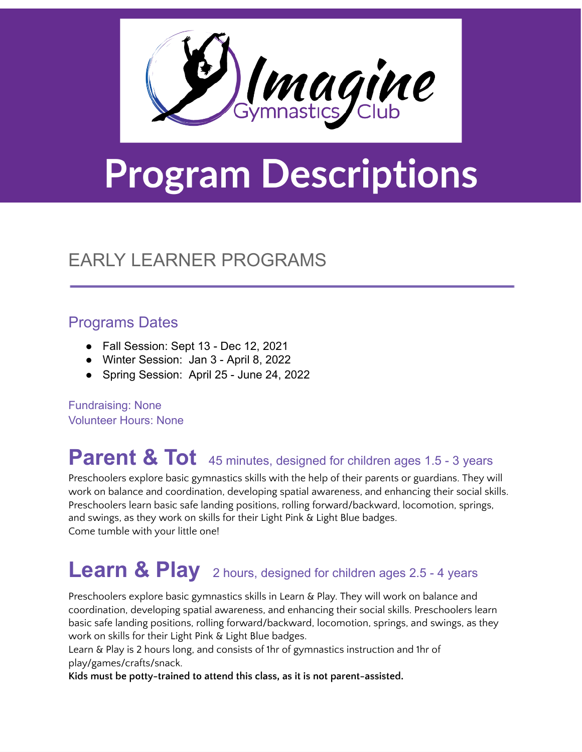# Program Descriptions

## EARLY LEARNER PROGRAMS

### Programs Dates

- Fall Session: Sept 13 - Dec 12, 2021
- Winter Session: Jan 3 - April 8, 2022
- Spring Session: April 25 - June 24, 2022

Fundraising: None
Volunteer Hours: None

## Parent & Tot 45 minutes, designed for children ages 1.5 - 3 years

Preschoolers explore basic gymnastics skills with the help of their parents or guardians. They will work on balance and coordination, developing spatial awareness, and enhancing their social skills. Preschoolers learn basic safe landing positions, rolling forward/backward, locomotion, springs, and swings, as they work on skills for their Light Pink & Light Blue badges.
Come tumble with your little one!

## Learn & Play 2 hours, designed for children ages 2.5 - 4 years

Preschoolers explore basic gymnastics skills in Learn & Play. They will work on balance and coordination, developing spatial awareness, and enhancing their social skills. Preschoolers learn basic safe landing positions, rolling forward/backward, locomotion, springs, and swings, as they work on skills for their Light Pink & Light Blue badges.
Learn & Play is 2 hours long, and consists of 1hr of gymnastics instruction and 1hr of play/games/crafts/snack.
**Kids must be potty-trained to attend this class, as it is not parent-assisted.**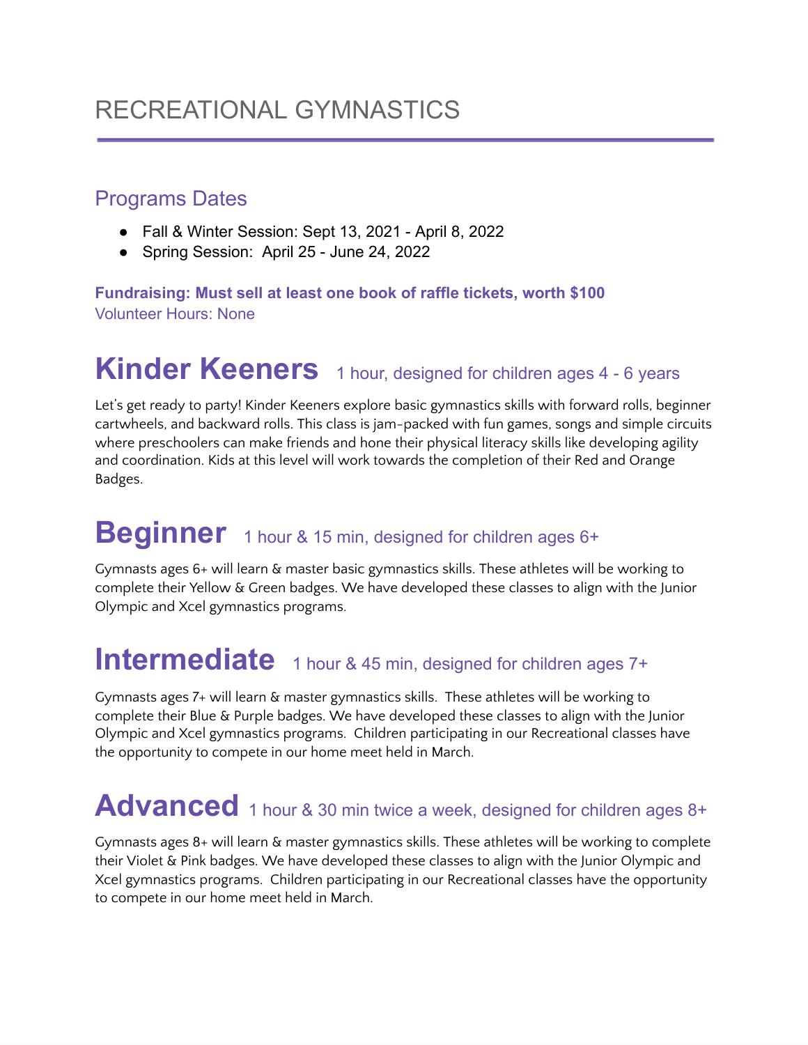# RECREATIONAL GYMNASTICS

## Programs Dates

- Fall & Winter Session: Sept 13, 2021 - April 8, 2022
- Spring Session: April 25 - June 24, 2022

**Fundraising: Must sell at least one book of raffle tickets, worth $100**

Volunteer Hours: None

## Kinder Keeners 1 hour, designed for children ages 4 - 6 years

Let's get ready to party! Kinder Keeners explore basic gymnastics skills with forward rolls, beginner cartwheels, and backward rolls. This class is jam-packed with fun games, songs and simple circuits where preschoolers can make friends and hone their physical literacy skills like developing agility and coordination. Kids at this level will work towards the completion of their Red and Orange Badges.

## Beginner 1 hour & 15 min, designed for children ages 6+

Gymnasts ages 6+ will learn & master basic gymnastics skills. These athletes will be working to complete their Yellow & Green badges. We have developed these classes to align with the Junior Olympic and Xcel gymnastics programs.

## Intermediate 1 hour & 45 min, designed for children ages 7+

Gymnasts ages 7+ will learn & master gymnastics skills. These athletes will be working to complete their Blue & Purple badges. We have developed these classes to align with the Junior Olympic and Xcel gymnastics programs. Children participating in our Recreational classes have the opportunity to compete in our home meet held in March.

## Advanced 1 hour & 30 min twice a week, designed for children ages 8+

Gymnasts ages 8+ will learn & master gymnastics skills. These athletes will be working to complete their Violet & Pink badges. We have developed these classes to align with the Junior Olympic and Xcel gymnastics programs. Children participating in our Recreational classes have the opportunity to compete in our home meet held in March.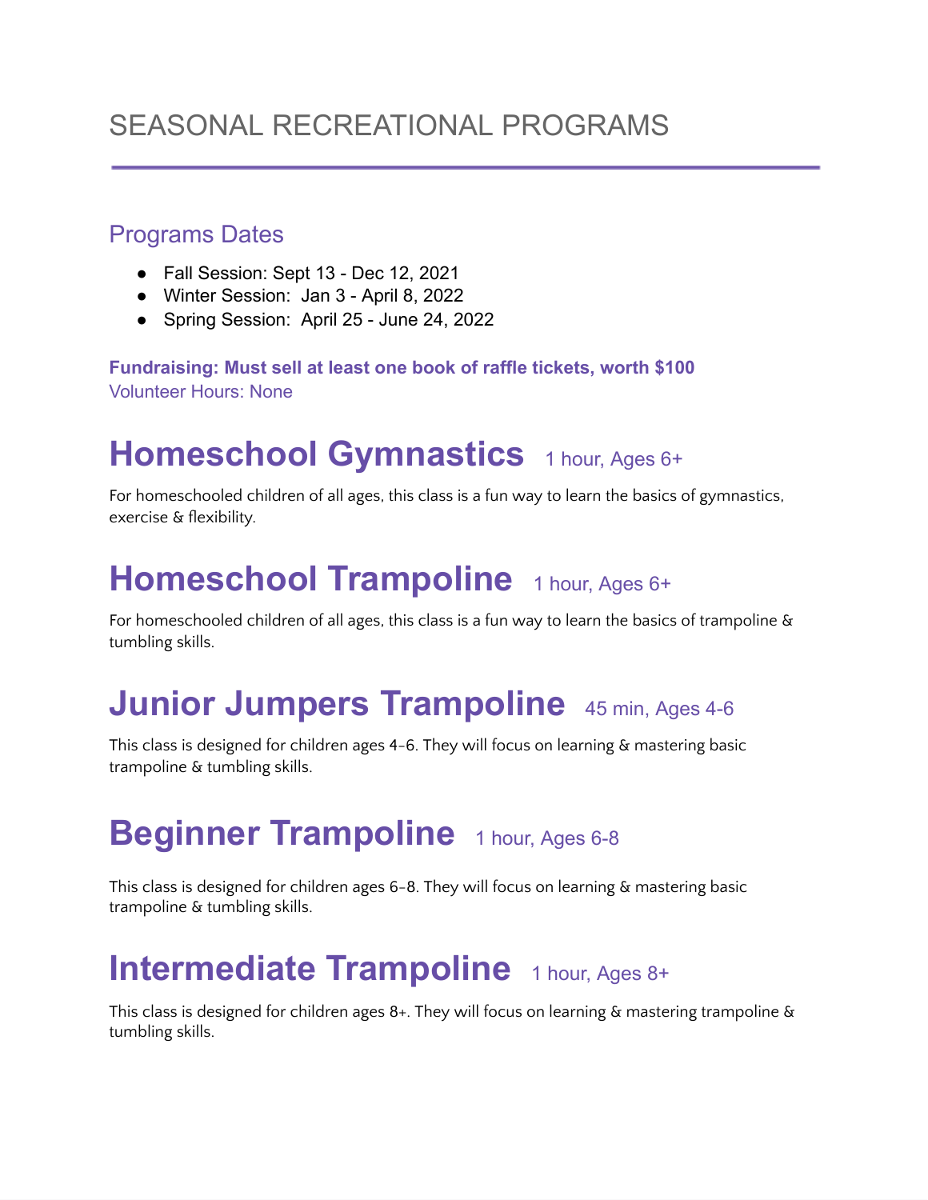# SEASONAL RECREATIONAL PROGRAMS

## Programs Dates

- Fall Session: Sept 13 - Dec 12, 2021
- Winter Session: Jan 3 - April 8, 2022
- Spring Session: April 25 - June 24, 2022

**Fundraising: Must sell at least one book of raffle tickets, worth $100**
Volunteer Hours: None

## Homeschool Gymnastics 1 hour, Ages 6+

For homeschooled children of all ages, this class is a fun way to learn the basics of gymnastics, exercise & flexibility.

## Homeschool Trampoline 1 hour, Ages 6+

For homeschooled children of all ages, this class is a fun way to learn the basics of trampoline & tumbling skills.

## Junior Jumpers Trampoline 45 min, Ages 4-6

This class is designed for children ages 4-6. They will focus on learning & mastering basic trampoline & tumbling skills.

## Beginner Trampoline 1 hour, Ages 6-8

This class is designed for children ages 6-8. They will focus on learning & mastering basic trampoline & tumbling skills.

## Intermediate Trampoline 1 hour, Ages 8+

This class is designed for children ages 8+. They will focus on learning & mastering trampoline & tumbling skills.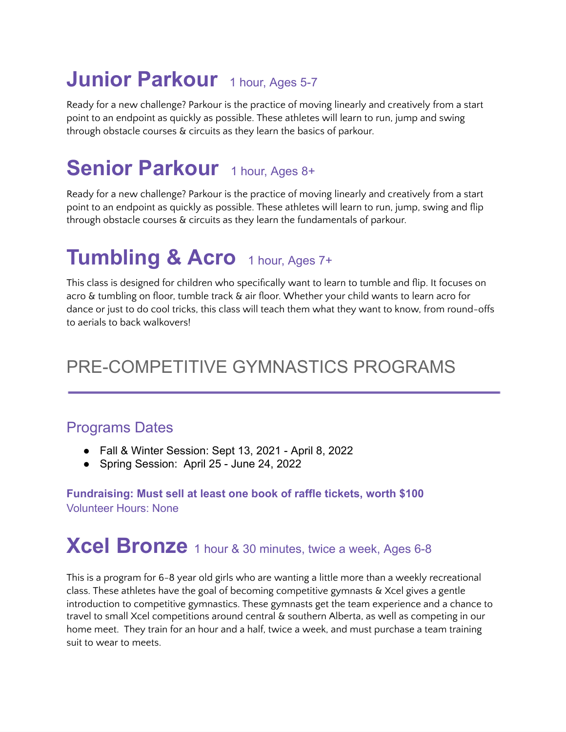# Junior Parkour 1 hour, Ages 5-7

Ready for a new challenge? Parkour is the practice of moving linearly and creatively from a start point to an endpoint as quickly as possible. These athletes will learn to run, jump and swing through obstacle courses & circuits as they learn the basics of parkour.

# Senior Parkour 1 hour, Ages 8+

Ready for a new challenge? Parkour is the practice of moving linearly and creatively from a start point to an endpoint as quickly as possible. These athletes will learn to run, jump, swing and flip through obstacle courses & circuits as they learn the fundamentals of parkour.

# Tumbling & Acro 1 hour, Ages 7+

This class is designed for children who specifically want to learn to tumble and flip. It focuses on acro & tumbling on floor, tumble track & air floor. Whether your child wants to learn acro for dance or just to do cool tricks, this class will teach them what they want to know, from round-offs to aerials to back walkovers!

## PRE-COMPETITIVE GYMNASTICS PROGRAMS

---

### Programs Dates

- Fall & Winter Session: Sept 13, 2021 - April 8, 2022
- Spring Session: April 25 - June 24, 2022

**Fundraising: Must sell at least one book of raffle tickets, worth $100**
Volunteer Hours: None

# Xcel Bronze 1 hour & 30 minutes, twice a week, Ages 6-8

This is a program for 6-8 year old girls who are wanting a little more than a weekly recreational class. These athletes have the goal of becoming competitive gymnasts & Xcel gives a gentle introduction to competitive gymnastics. These gymnasts get the team experience and a chance to travel to small Xcel competitions around central & southern Alberta, as well as competing in our home meet. They train for an hour and a half, twice a week, and must purchase a team training suit to wear to meets.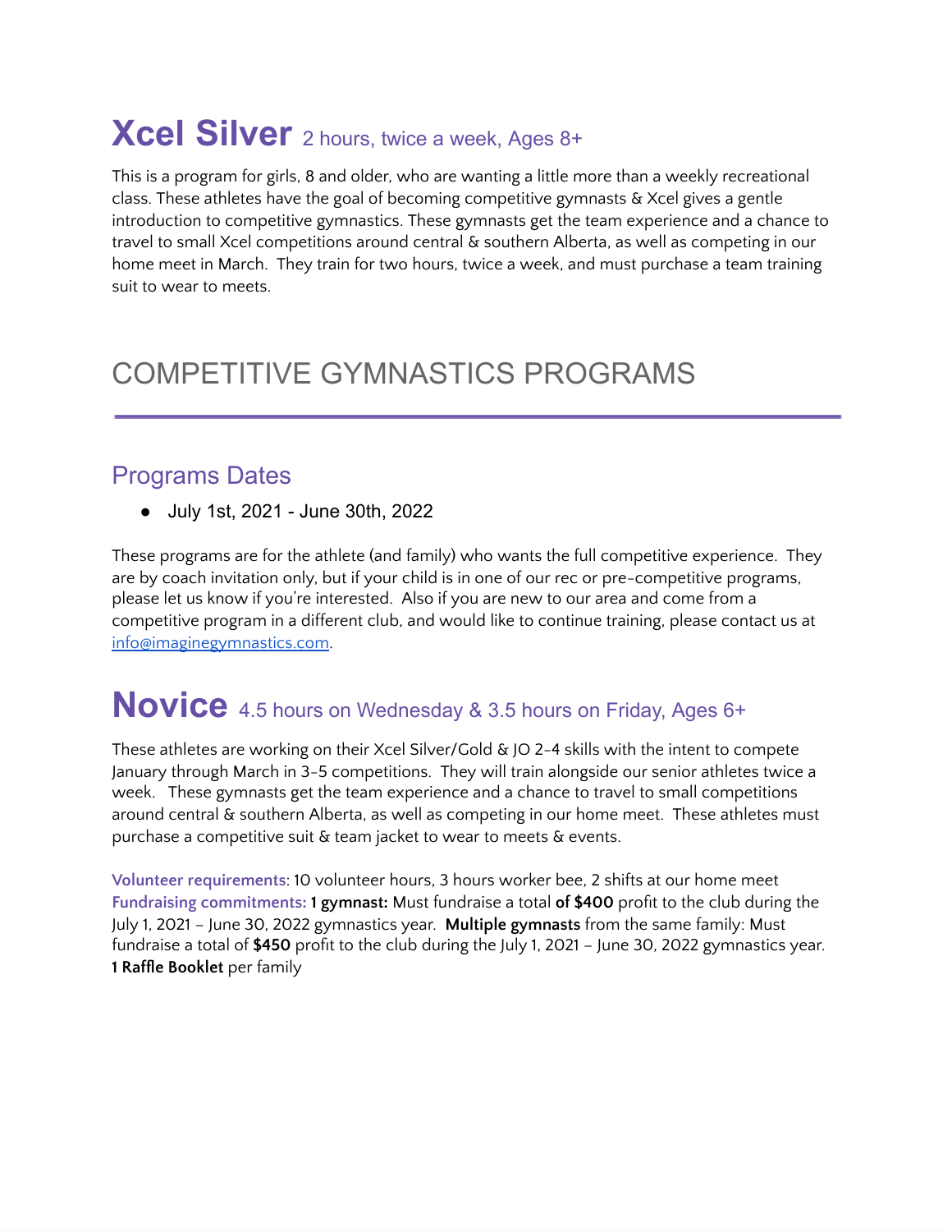## Xcel Silver 2 hours, twice a week, Ages 8+

This is a program for girls, 8 and older, who are wanting a little more than a weekly recreational class. These athletes have the goal of becoming competitive gymnasts & Xcel gives a gentle introduction to competitive gymnastics. These gymnasts get the team experience and a chance to travel to small Xcel competitions around central & southern Alberta, as well as competing in our home meet in March. They train for two hours, twice a week, and must purchase a team training suit to wear to meets.

# COMPETITIVE GYMNASTICS PROGRAMS

### Programs Dates

- July 1st, 2021 - June 30th, 2022

These programs are for the athlete (and family) who wants the full competitive experience. They are by coach invitation only, but if your child is in one of our rec or pre-competitive programs, please let us know if you're interested. Also if you are new to our area and come from a competitive program in a different club, and would like to continue training, please contact us at info@imaginegymnastics.com.

## Novice 4.5 hours on Wednesday & 3.5 hours on Friday, Ages 6+

These athletes are working on their Xcel Silver/Gold & JO 2-4 skills with the intent to compete January through March in 3-5 competitions. They will train alongside our senior athletes twice a week. These gymnasts get the team experience and a chance to travel to small competitions around central & southern Alberta, as well as competing in our home meet. These athletes must purchase a competitive suit & team jacket to wear to meets & events.

**Volunteer requirements:** 10 volunteer hours, 3 hours worker bee, 2 shifts at our home meet
**Fundraising commitments:** **1 gymnast:** Must fundraise a total **of $400** profit to the club during the July 1, 2021 – June 30, 2022 gymnastics year. **Multiple gymnasts** from the same family: Must fundraise a total of **$450** profit to the club during the July 1, 2021 – June 30, 2022 gymnastics year.
**1 Raffle Booklet** per family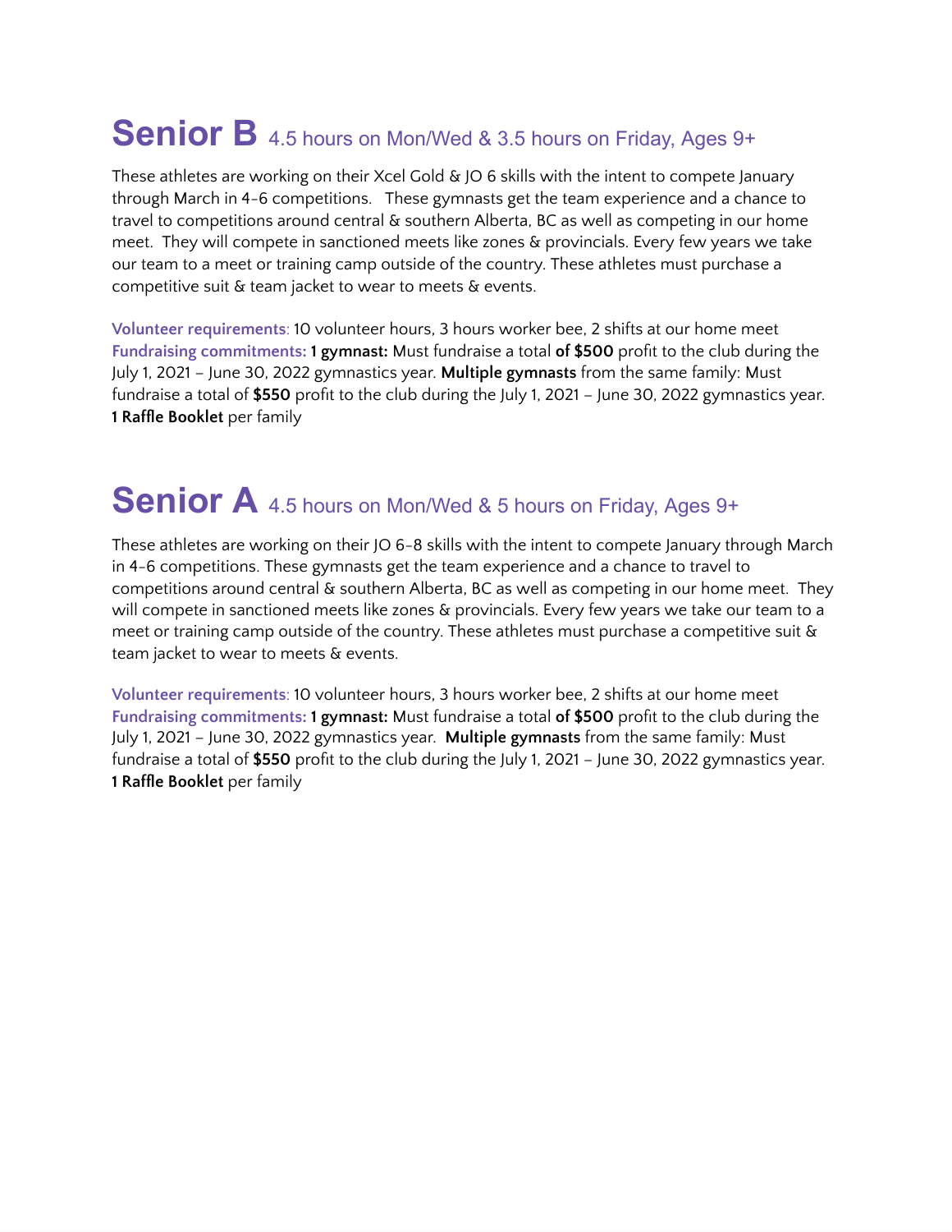## Senior B 4.5 hours on Mon/Wed & 3.5 hours on Friday, Ages 9+

These athletes are working on their Xcel Gold & JO 6 skills with the intent to compete January through March in 4-6 competitions. These gymnasts get the team experience and a chance to travel to competitions around central & southern Alberta, BC as well as competing in our home meet. They will compete in sanctioned meets like zones & provincials. Every few years we take our team to a meet or training camp outside of the country. These athletes must purchase a competitive suit & team jacket to wear to meets & events.

**Volunteer requirements**: 10 volunteer hours, 3 hours worker bee, 2 shifts at our home meet
**Fundraising commitments:** **1 gymnast:** Must fundraise a total **of $500** profit to the club during the July 1, 2021 – June 30, 2022 gymnastics year. **Multiple gymnasts** from the same family: Must fundraise a total of **$550** profit to the club during the July 1, 2021 – June 30, 2022 gymnastics year.
**1 Raffle Booklet** per family

## Senior A 4.5 hours on Mon/Wed & 5 hours on Friday, Ages 9+

These athletes are working on their JO 6-8 skills with the intent to compete January through March in 4-6 competitions. These gymnasts get the team experience and a chance to travel to competitions around central & southern Alberta, BC as well as competing in our home meet. They will compete in sanctioned meets like zones & provincials. Every few years we take our team to a meet or training camp outside of the country. These athletes must purchase a competitive suit & team jacket to wear to meets & events.

**Volunteer requirements**: 10 volunteer hours, 3 hours worker bee, 2 shifts at our home meet
**Fundraising commitments:** **1 gymnast:** Must fundraise a total **of $500** profit to the club during the July 1, 2021 – June 30, 2022 gymnastics year. **Multiple gymnasts** from the same family: Must fundraise a total of **$550** profit to the club during the July 1, 2021 – June 30, 2022 gymnastics year.
**1 Raffle Booklet** per family